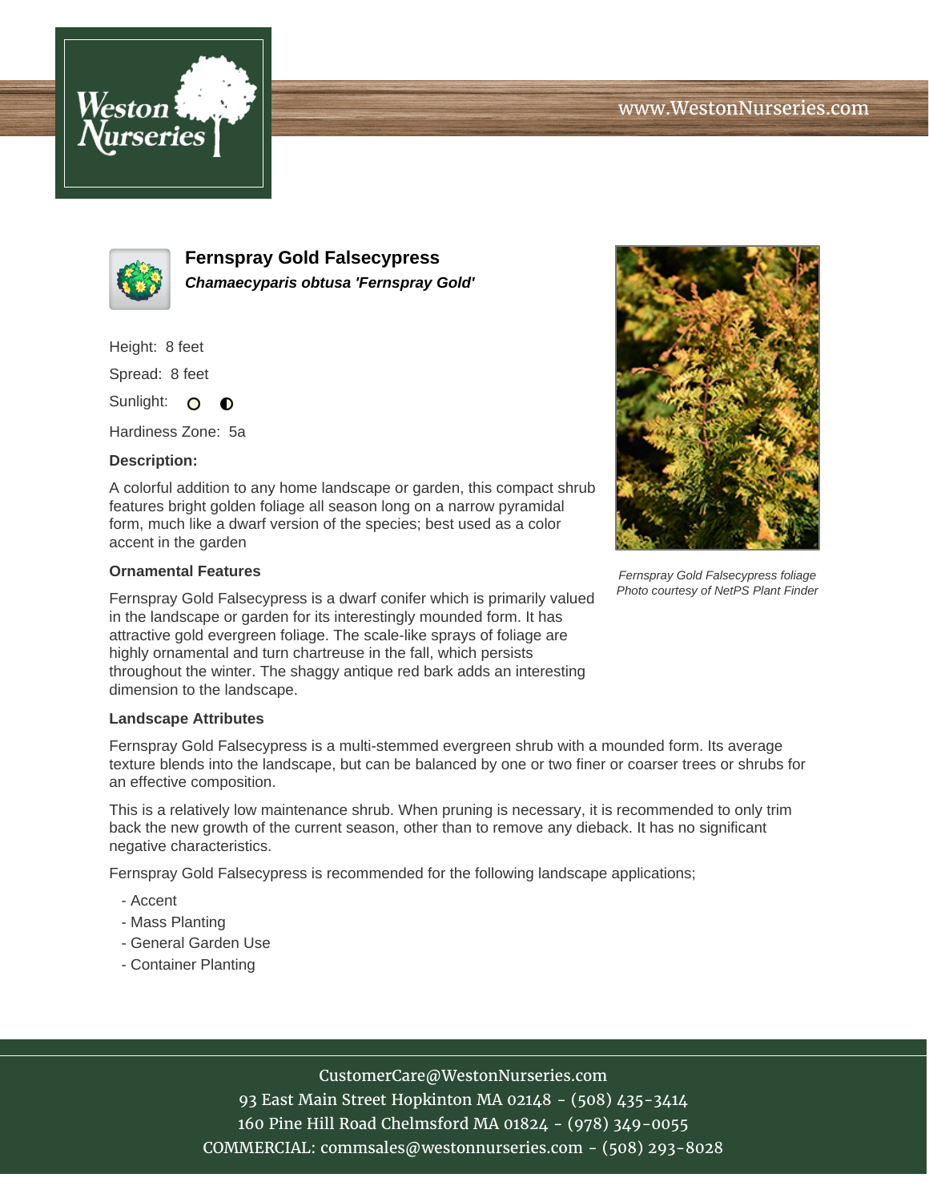# Fernspray Gold Falsecypress

***Chamaecyparis obtusa 'Fernspray Gold'***

Height: 8 feet

Spread: 8 feet

Sunlight: ○ ◐

Hardiness Zone: 5a

**Description:**

A colorful addition to any home landscape or garden, this compact shrub features bright golden foliage all season long on a narrow pyramidal form, much like a dwarf version of the species; best used as a color accent in the garden

*Fernspray Gold Falsecypress foliage*
*Photo courtesy of NetPS Plant Finder*

### Ornamental Features

Fernspray Gold Falsecypress is a dwarf conifer which is primarily valued in the landscape or garden for its interestingly mounded form. It has attractive gold evergreen foliage. The scale-like sprays of foliage are highly ornamental and turn chartreuse in the fall, which persists throughout the winter. The shaggy antique red bark adds an interesting dimension to the landscape.

### Landscape Attributes

Fernspray Gold Falsecypress is a multi-stemmed evergreen shrub with a mounded form. Its average texture blends into the landscape, but can be balanced by one or two finer or coarser trees or shrubs for an effective composition.

This is a relatively low maintenance shrub. When pruning is necessary, it is recommended to only trim back the new growth of the current season, other than to remove any dieback. It has no significant negative characteristics.

Fernspray Gold Falsecypress is recommended for the following landscape applications;

- Accent
- Mass Planting
- General Garden Use
- Container Planting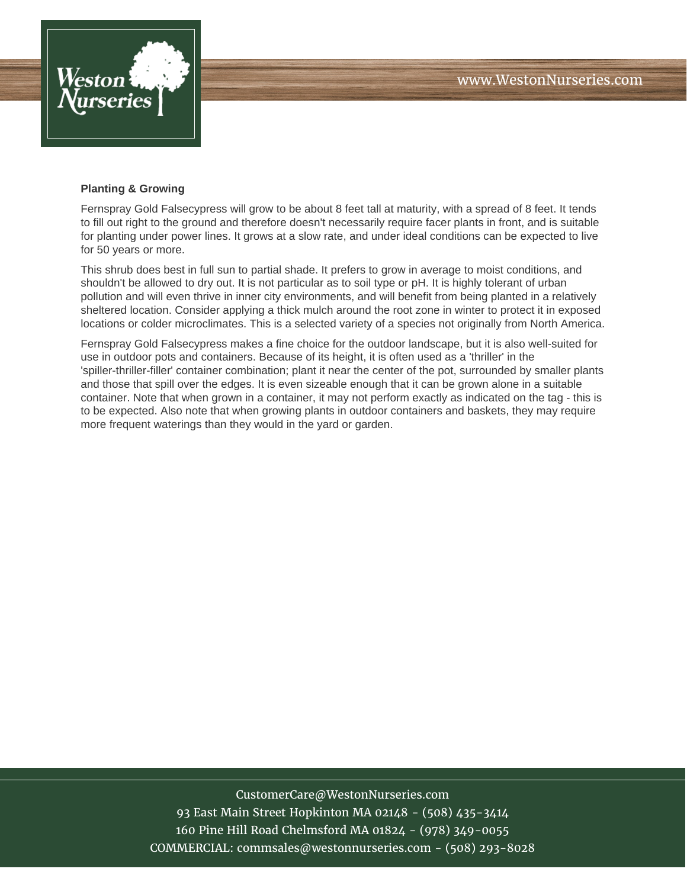**Planting & Growing**

Fernspray Gold Falsecypress will grow to be about 8 feet tall at maturity, with a spread of 8 feet. It tends to fill out right to the ground and therefore doesn't necessarily require facer plants in front, and is suitable for planting under power lines. It grows at a slow rate, and under ideal conditions can be expected to live for 50 years or more.

This shrub does best in full sun to partial shade. It prefers to grow in average to moist conditions, and shouldn't be allowed to dry out. It is not particular as to soil type or pH. It is highly tolerant of urban pollution and will even thrive in inner city environments, and will benefit from being planted in a relatively sheltered location. Consider applying a thick mulch around the root zone in winter to protect it in exposed locations or colder microclimates. This is a selected variety of a species not originally from North America.

Fernspray Gold Falsecypress makes a fine choice for the outdoor landscape, but it is also well-suited for use in outdoor pots and containers. Because of its height, it is often used as a 'thriller' in the 'spiller-thriller-filler' container combination; plant it near the center of the pot, surrounded by smaller plants and those that spill over the edges. It is even sizeable enough that it can be grown alone in a suitable container. Note that when grown in a container, it may not perform exactly as indicated on the tag - this is to be expected. Also note that when growing plants in outdoor containers and baskets, they may require more frequent waterings than they would in the yard or garden.